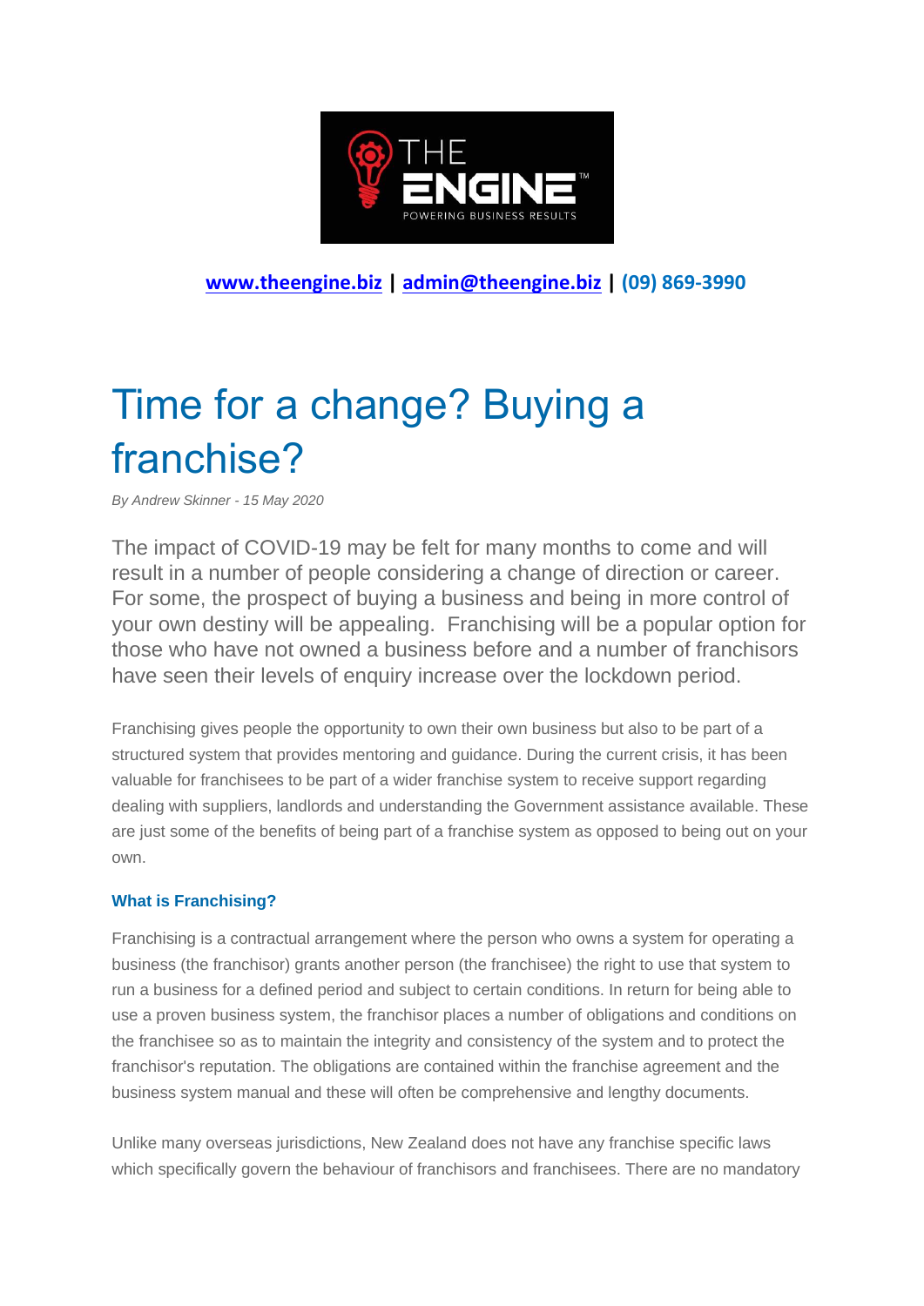**www.theengine.biz** | **admin@theengine.biz** | **(09) 869-3990**

# Time for a change? Buying a franchise?

*By Andrew Skinner - 15 May 2020*

The impact of COVID-19 may be felt for many months to come and will result in a number of people considering a change of direction or career. For some, the prospect of buying a business and being in more control of your own destiny will be appealing. Franchising will be a popular option for those who have not owned a business before and a number of franchisors have seen their levels of enquiry increase over the lockdown period.

Franchising gives people the opportunity to own their own business but also to be part of a structured system that provides mentoring and guidance. During the current crisis, it has been valuable for franchisees to be part of a wider franchise system to receive support regarding dealing with suppliers, landlords and understanding the Government assistance available. These are just some of the benefits of being part of a franchise system as opposed to being out on your own.

### What is Franchising?

Franchising is a contractual arrangement where the person who owns a system for operating a business (the franchisor) grants another person (the franchisee) the right to use that system to run a business for a defined period and subject to certain conditions. In return for being able to use a proven business system, the franchisor places a number of obligations and conditions on the franchisee so as to maintain the integrity and consistency of the system and to protect the franchisor's reputation. The obligations are contained within the franchise agreement and the business system manual and these will often be comprehensive and lengthy documents.

Unlike many overseas jurisdictions, New Zealand does not have any franchise specific laws which specifically govern the behaviour of franchisors and franchisees. There are no mandatory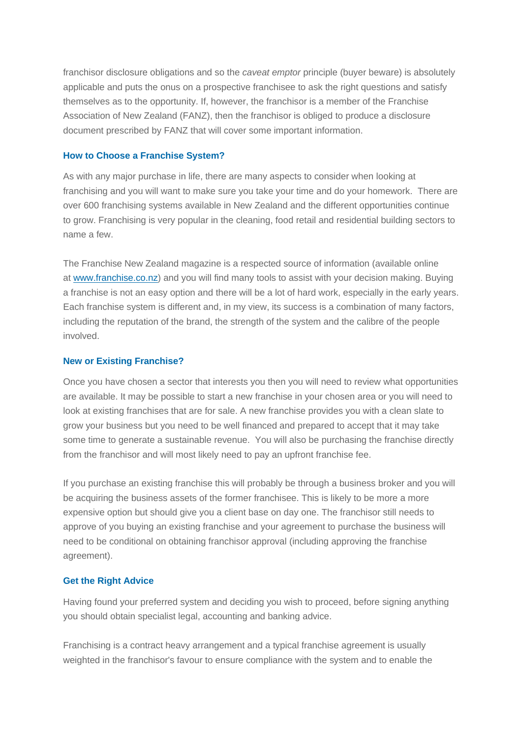franchisor disclosure obligations and so the *caveat emptor* principle (buyer beware) is absolutely applicable and puts the onus on a prospective franchisee to ask the right questions and satisfy themselves as to the opportunity. If, however, the franchisor is a member of the Franchise Association of New Zealand (FANZ), then the franchisor is obliged to produce a disclosure document prescribed by FANZ that will cover some important information.

### How to Choose a Franchise System?

As with any major purchase in life, there are many aspects to consider when looking at franchising and you will want to make sure you take your time and do your homework. There are over 600 franchising systems available in New Zealand and the different opportunities continue to grow. Franchising is very popular in the cleaning, food retail and residential building sectors to name a few.

The Franchise New Zealand magazine is a respected source of information (available online at [www.franchise.co.nz](http://www.franchise.co.nz)) and you will find many tools to assist with your decision making. Buying a franchise is not an easy option and there will be a lot of hard work, especially in the early years. Each franchise system is different and, in my view, its success is a combination of many factors, including the reputation of the brand, the strength of the system and the calibre of the people involved.

### New or Existing Franchise?

Once you have chosen a sector that interests you then you will need to review what opportunities are available. It may be possible to start a new franchise in your chosen area or you will need to look at existing franchises that are for sale. A new franchise provides you with a clean slate to grow your business but you need to be well financed and prepared to accept that it may take some time to generate a sustainable revenue. You will also be purchasing the franchise directly from the franchisor and will most likely need to pay an upfront franchise fee.

If you purchase an existing franchise this will probably be through a business broker and you will be acquiring the business assets of the former franchisee. This is likely to be more a more expensive option but should give you a client base on day one. The franchisor still needs to approve of you buying an existing franchise and your agreement to purchase the business will need to be conditional on obtaining franchisor approval (including approving the franchise agreement).

### Get the Right Advice

Having found your preferred system and deciding you wish to proceed, before signing anything you should obtain specialist legal, accounting and banking advice.

Franchising is a contract heavy arrangement and a typical franchise agreement is usually weighted in the franchisor's favour to ensure compliance with the system and to enable the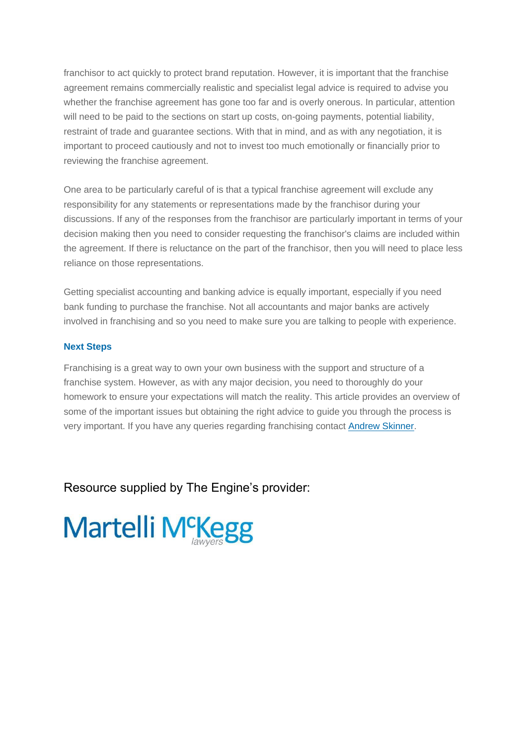franchisor to act quickly to protect brand reputation. However, it is important that the franchise agreement remains commercially realistic and specialist legal advice is required to advise you whether the franchise agreement has gone too far and is overly onerous. In particular, attention will need to be paid to the sections on start up costs, on-going payments, potential liability, restraint of trade and guarantee sections. With that in mind, and as with any negotiation, it is important to proceed cautiously and not to invest too much emotionally or financially prior to reviewing the franchise agreement.

One area to be particularly careful of is that a typical franchise agreement will exclude any responsibility for any statements or representations made by the franchisor during your discussions. If any of the responses from the franchisor are particularly important in terms of your decision making then you need to consider requesting the franchisor's claims are included within the agreement. If there is reluctance on the part of the franchisor, then you will need to place less reliance on those representations.

Getting specialist accounting and banking advice is equally important, especially if you need bank funding to purchase the franchise. Not all accountants and major banks are actively involved in franchising and so you need to make sure you are talking to people with experience.

### Next Steps

Franchising is a great way to own your own business with the support and structure of a franchise system. However, as with any major decision, you need to thoroughly do your homework to ensure your expectations will match the reality. This article provides an overview of some of the important issues but obtaining the right advice to guide you through the process is very important. If you have any queries regarding franchising contact Andrew Skinner.

Resource supplied by The Engine's provider:

Martelli McKegg lawyers